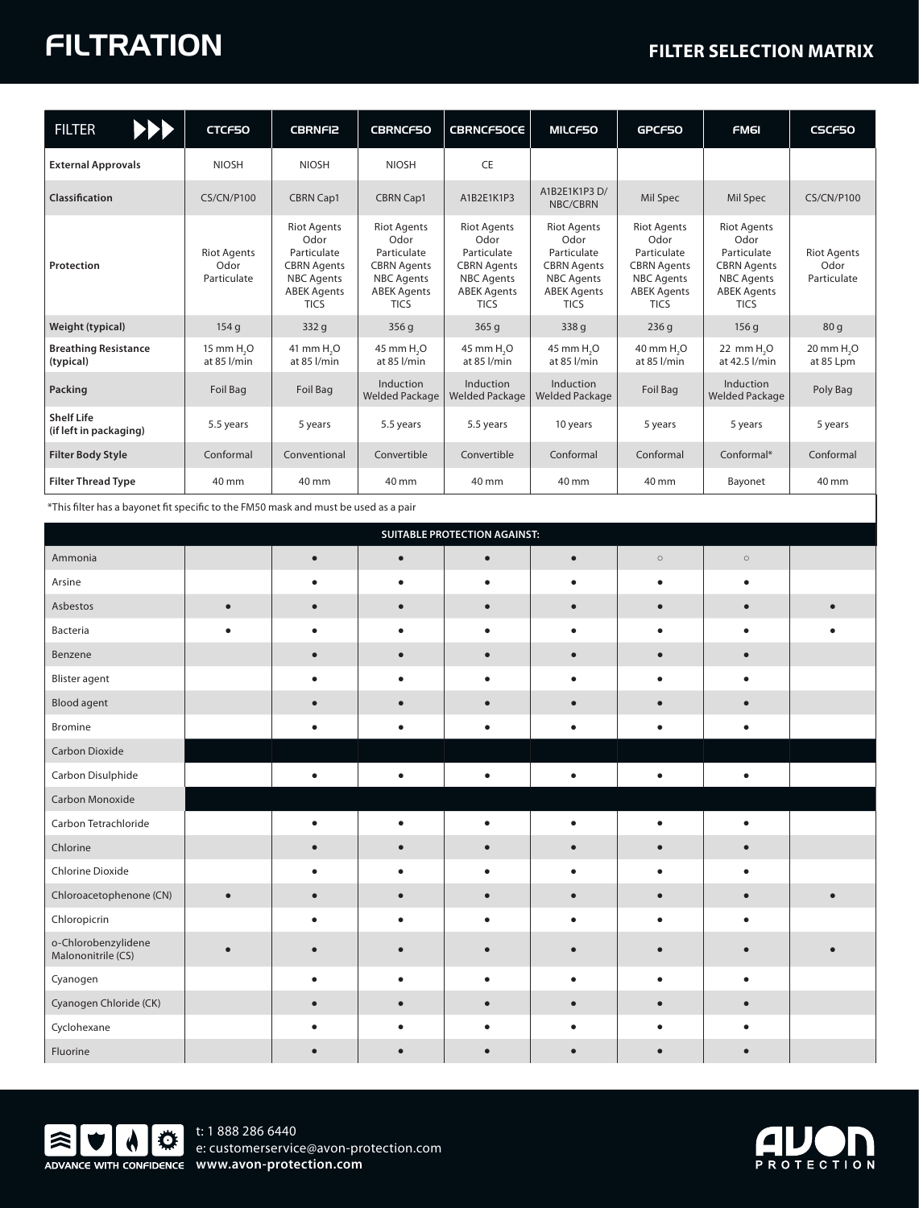# FILTRATION

## FILTER SELECTION MATRIX

| FILTER | CTCF50 | CBRNF12 | CBRNCF50 | CBRNCF50CE | MILCF50 | GPCF50 | FM61 | CSCF50 |
|---|---|---|---|---|---|---|---|---|
| **External Approvals** | NIOSH | NIOSH | NIOSH | CE | | | | |
| **Classification** | CS/CN/P100 | CBRN Cap1 | CBRN Cap1 | A1B2E1K1P3 | A1B2E1K1P3 D/ NBC/CBRN | Mil Spec | Mil Spec | CS/CN/P100 |
| **Protection** | Riot Agents Odor Particulate | Riot Agents Odor Particulate CBRN Agents NBC Agents ABEK Agents TICS | Riot Agents Odor Particulate CBRN Agents NBC Agents ABEK Agents TICS | Riot Agents Odor Particulate CBRN Agents NBC Agents ABEK Agents TICS | Riot Agents Odor Particulate CBRN Agents NBC Agents ABEK Agents TICS | Riot Agents Odor Particulate CBRN Agents NBC Agents ABEK Agents TICS | Riot Agents Odor Particulate CBRN Agents NBC Agents ABEK Agents TICS | Riot Agents Odor Particulate |
| **Weight (typical)** | 154 g | 332 g | 356 g | 365 g | 338 g | 236 g | 156 g | 80 g |
| **Breathing Resistance (typical)** | 15 mm $H_2O$ at 85 l/min | 41 mm $H_2O$ at 85 l/min | 45 mm $H_2O$ at 85 l/min | 45 mm $H_2O$ at 85 l/min | 45 mm $H_2O$ at 85 l/min | 40 mm $H_2O$ at 85 l/min | 22 mm $H_2O$ at 42.5 l/min | 20 mm $H_2O$ at 85 Lpm |
| **Packing** | Foil Bag | Foil Bag | Induction Welded Package | Induction Welded Package | Induction Welded Package | Foil Bag | Induction Welded Package | Poly Bag |
| **Shelf Life (if left in packaging)** | 5.5 years | 5 years | 5.5 years | 5.5 years | 10 years | 5 years | 5 years | 5 years |
| **Filter Body Style** | Conformal | Conventional | Convertible | Convertible | Conformal | Conformal | Conformal* | Conformal |
| **Filter Thread Type** | 40 mm | 40 mm | 40 mm | 40 mm | 40 mm | 40 mm | Bayonet | 40 mm |

*This filter has a bayonet fit specific to the FM50 mask and must be used as a pair

| SUITABLE PROTECTION AGAINST: | CTCF50 | CBRNF12 | CBRNCF50 | CBRNCF50CE | MILCF50 | GPCF50 | FM61 | CSCF50 |
|---|---|---|---|---|---|---|---|---|
| Ammonia | | ● | ● | ● | ● | ○ | ○ | |
| Arsine | | ● | ● | ● | ● | ● | ● | |
| Asbestos | ● | ● | ● | ● | ● | ● | ● | ● |
| Bacteria | ● | ● | ● | ● | ● | ● | ● | ● |
| Benzene | | ● | ● | ● | ● | ● | ● | |
| Blister agent | | ● | ● | ● | ● | ● | ● | |
| Blood agent | | ● | ● | ● | ● | ● | ● | |
| Bromine | | ● | ● | ● | ● | ● | ● | |
| Carbon Dioxide | | | | | | | | |
| Carbon Disulphide | | ● | ● | ● | ● | ● | ● | |
| Carbon Monoxide | | | | | | | | |
| Carbon Tetrachloride | | ● | ● | ● | ● | ● | ● | |
| Chlorine | | ● | ● | ● | ● | ● | ● | |
| Chlorine Dioxide | | ● | ● | ● | ● | ● | ● | |
| Chloroacetophenone (CN) | ● | ● | ● | ● | ● | ● | ● | ● |
| Chloropicrin | | ● | ● | ● | ● | ● | ● | |
| o-Chlorobenzylidene Malononitrile (CS) | ● | ● | ● | ● | ● | ● | ● | ● |
| Cyanogen | | ● | ● | ● | ● | ● | ● | |
| Cyanogen Chloride (CK) | | ● | ● | ● | ● | ● | ● | |
| Cyclohexane | | ● | ● | ● | ● | ● | ● | |
| Fluorine | | ● | ● | ● | ● | ● | ● | |

ADVANCE WITH CONFIDENCE

t: 1 888 286 6440
e: customerservice@avon-protection.com
www.avon-protection.com

AVON PROTECTION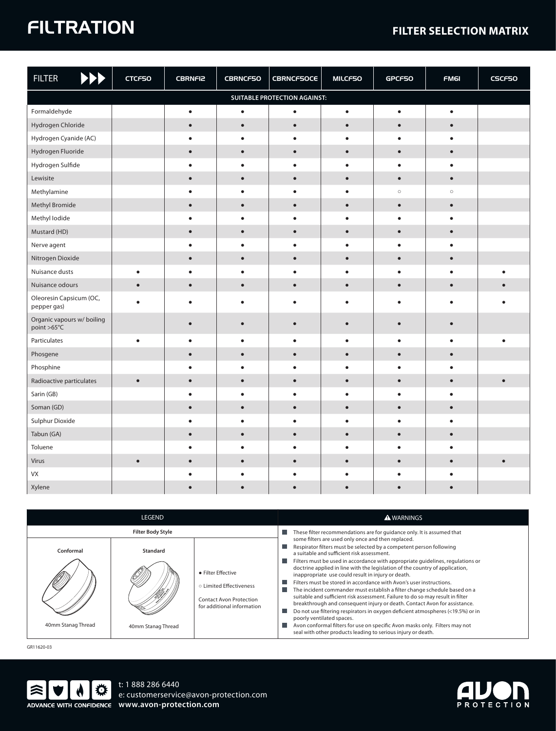# FILTRATION

## FILTER SELECTION MATRIX

| FILTER | CTCF50 | CBRNF12 | CBRNCF50 | CBRNCF50CE | MILCF50 | GPCF50 | FM61 | CSCF50 |
|---|---|---|---|---|---|---|---|---|
| **SUITABLE PROTECTION AGAINST:** | | | | | | | | |
| Formaldehyde | | ● | ● | ● | ● | ● | ● | |
| Hydrogen Chloride | | ● | ● | ● | ● | ● | ● | |
| Hydrogen Cyanide (AC) | | ● | ● | ● | ● | ● | ● | |
| Hydrogen Fluoride | | ● | ● | ● | ● | ● | ● | |
| Hydrogen Sulfide | | ● | ● | ● | ● | ● | ● | |
| Lewisite | | ● | ● | ● | ● | ● | ● | |
| Methylamine | | ● | ● | ● | ● | ○ | ○ | |
| Methyl Bromide | | ● | ● | ● | ● | ● | ● | |
| Methyl Iodide | | ● | ● | ● | ● | ● | ● | |
| Mustard (HD) | | ● | ● | ● | ● | ● | ● | |
| Nerve agent | | ● | ● | ● | ● | ● | ● | |
| Nitrogen Dioxide | | ● | ● | ● | ● | ● | ● | |
| Nuisance dusts | ● | ● | ● | ● | ● | ● | ● | ● |
| Nuisance odours | ● | ● | ● | ● | ● | ● | ● | ● |
| Oleoresin Capsicum (OC, pepper gas) | ● | ● | ● | ● | ● | ● | ● | ● |
| Organic vapours w/ boiling point >65°C | | ● | ● | ● | ● | ● | ● | |
| Particulates | ● | ● | ● | ● | ● | ● | ● | ● |
| Phosgene | | ● | ● | ● | ● | ● | ● | |
| Phosphine | | ● | ● | ● | ● | ● | ● | |
| Radioactive particulates | ● | ● | ● | ● | ● | ● | ● | ● |
| Sarin (GB) | | ● | ● | ● | ● | ● | ● | |
| Soman (GD) | | ● | ● | ● | ● | ● | ● | |
| Sulphur Dioxide | | ● | ● | ● | ● | ● | ● | |
| Tabun (GA) | | ● | ● | ● | ● | ● | ● | |
| Toluene | | ● | ● | ● | ● | ● | ● | |
| Virus | ● | ● | ● | ● | ● | ● | ● | ● |
| VX | | ● | ● | ● | ● | ● | ● | |
| Xylene | | ● | ● | ● | ● | ● | ● | |

### LEGEND

**Filter Body Style**

| Conformal | Standard | |
|---|---|---|
| 40mm Stanag Thread | 40mm Stanag Thread | ● Filter Effective<br>○ Limited Effectiveness<br>Contact Avon Protection for additional information |

### ⚠ WARNINGS

- These filter recommendations are for guidance only. It is assumed that some filters are used only once and then replaced.
- Respirator filters must be selected by a competent person following a suitable and sufficient risk assessment.
- Filters must be used in accordance with appropriate guidelines, regulations or doctrine applied in line with the legislation of the country of application, inappropriate use could result in injury or death.
- Filters must be stored in accordance with Avon's user instructions.
- The incident commander must establish a filter change schedule based on a suitable and sufficient risk assessment. Failure to do so may result in filter breakthrough and consequent injury or death. Contact Avon for assistance.
- Do not use filtering respirators in oxygen deficient atmospheres (<19.5%) or in poorly ventilated spaces.
- Avon conformal filters for use on specific Avon masks only. Filters may not seal with other products leading to serious injury or death.

GR11620-03

ADVANCE WITH CONFIDENCE

t: 1 888 286 6440
e: customerservice@avon-protection.com
www.avon-protection.com

AVON PROTECTION